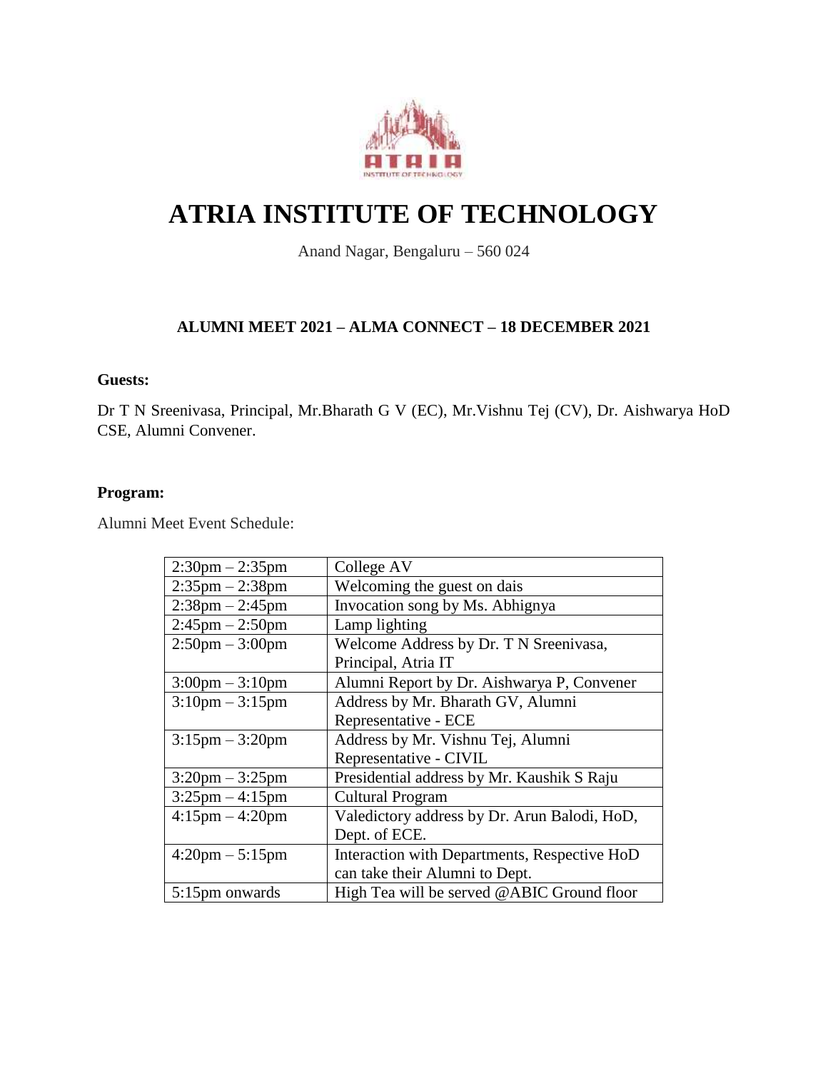# ATRIA INSTITUTE OF TECHNOLOGY

Anand Nagar, Bengaluru – 560 024

### ALUMNI MEET 2021 – ALMA CONNECT – 18 DECEMBER 2021

**Guests:**

Dr T N Sreenivasa, Principal, Mr.Bharath G V (EC), Mr.Vishnu Tej (CV), Dr. Aishwarya HoD CSE, Alumni Convener.

**Program:**

Alumni Meet Event Schedule:

| | |
|---|---|
| 2:30pm – 2:35pm | College AV |
| 2:35pm – 2:38pm | Welcoming the guest on dais |
| 2:38pm – 2:45pm | Invocation song by Ms. Abhignya |
| 2:45pm – 2:50pm | Lamp lighting |
| 2:50pm – 3:00pm | Welcome Address by Dr. T N Sreenivasa, Principal, Atria IT |
| 3:00pm – 3:10pm | Alumni Report by Dr. Aishwarya P, Convener |
| 3:10pm – 3:15pm | Address by Mr. Bharath GV, Alumni Representative - ECE |
| 3:15pm – 3:20pm | Address by Mr. Vishnu Tej, Alumni Representative - CIVIL |
| 3:20pm – 3:25pm | Presidential address by Mr. Kaushik S Raju |
| 3:25pm – 4:15pm | Cultural Program |
| 4:15pm – 4:20pm | Valedictory address by Dr. Arun Balodi, HoD, Dept. of ECE. |
| 4:20pm – 5:15pm | Interaction with Departments, Respective HoD can take their Alumni to Dept. |
| 5:15pm onwards | High Tea will be served @ABIC Ground floor |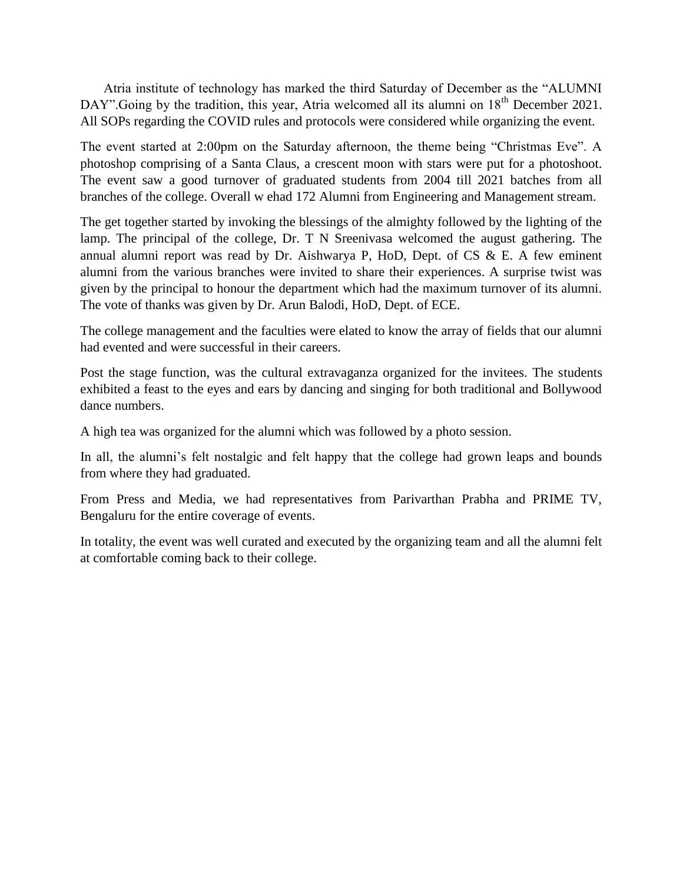Atria institute of technology has marked the third Saturday of December as the "ALUMNI DAY".Going by the tradition, this year, Atria welcomed all its alumni on 18th December 2021. All SOPs regarding the COVID rules and protocols were considered while organizing the event.

The event started at 2:00pm on the Saturday afternoon, the theme being "Christmas Eve". A photoshop comprising of a Santa Claus, a crescent moon with stars were put for a photoshoot. The event saw a good turnover of graduated students from 2004 till 2021 batches from all branches of the college. Overall w ehad 172 Alumni from Engineering and Management stream.

The get together started by invoking the blessings of the almighty followed by the lighting of the lamp. The principal of the college, Dr. T N Sreenivasa welcomed the august gathering. The annual alumni report was read by Dr. Aishwarya P, HoD, Dept. of CS & E. A few eminent alumni from the various branches were invited to share their experiences. A surprise twist was given by the principal to honour the department which had the maximum turnover of its alumni. The vote of thanks was given by Dr. Arun Balodi, HoD, Dept. of ECE.

The college management and the faculties were elated to know the array of fields that our alumni had evented and were successful in their careers.

Post the stage function, was the cultural extravaganza organized for the invitees. The students exhibited a feast to the eyes and ears by dancing and singing for both traditional and Bollywood dance numbers.

A high tea was organized for the alumni which was followed by a photo session.

In all, the alumni's felt nostalgic and felt happy that the college had grown leaps and bounds from where they had graduated.

From Press and Media, we had representatives from Parivarthan Prabha and PRIME TV, Bengaluru for the entire coverage of events.

In totality, the event was well curated and executed by the organizing team and all the alumni felt at comfortable coming back to their college.